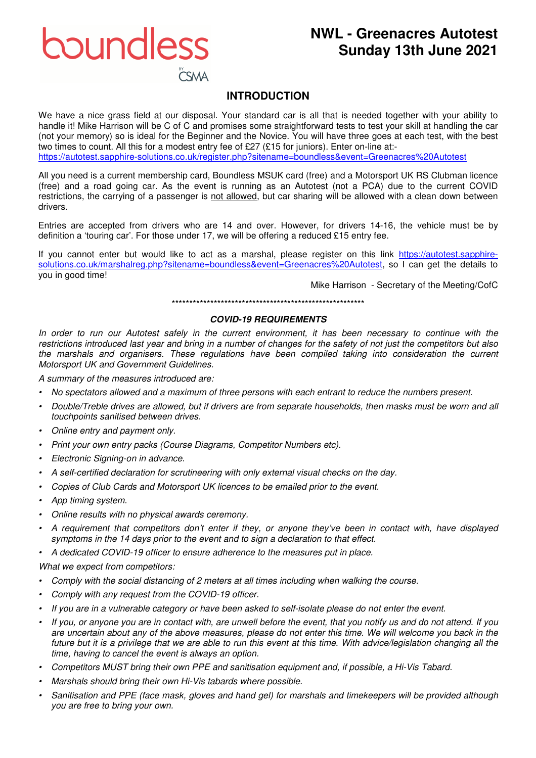boundless

BY CSMA

# NWL - Greenacres Autotest
# Sunday 13th June 2021

## INTRODUCTION

We have a nice grass field at our disposal. Your standard car is all that is needed together with your ability to handle it! Mike Harrison will be C of C and promises some straightforward tests to test your skill at handling the car (not your memory) so is ideal for the Beginner and the Novice. You will have three goes at each test, with the best two times to count. All this for a modest entry fee of £27 (£15 for juniors). Enter on-line at:-
https://autotest.sapphire-solutions.co.uk/register.php?sitename=boundless&event=Greenacres%20Autotest

All you need is a current membership card, Boundless MSUK card (free) and a Motorsport UK RS Clubman licence (free) and a road going car. As the event is running as an Autotest (not a PCA) due to the current COVID restrictions, the carrying of a passenger is not allowed, but car sharing will be allowed with a clean down between drivers.

Entries are accepted from drivers who are 14 and over. However, for drivers 14-16, the vehicle must be by definition a 'touring car'. For those under 17, we will be offering a reduced £15 entry fee.

If you cannot enter but would like to act as a marshal, please register on this link https://autotest.sapphire-solutions.co.uk/marshalreg.php?sitename=boundless&event=Greenacres%20Autotest, so I can get the details to you in good time!

Mike Harrison - Secretary of the Meeting/CofC

\*\*\*\*\*\*\*\*\*\*\*\*\*\*\*\*\*\*\*\*\*\*\*\*\*\*\*\*\*\*\*\*\*\*\*\*\*\*\*\*\*\*\*\*\*\*\*\*\*\*\*\*\*\*\*\*\*\*

### *COVID-19 REQUIREMENTS*

*In order to run our Autotest safely in the current environment, it has been necessary to continue with the restrictions introduced last year and bring in a number of changes for the safety of not just the competitors but also the marshals and organisers. These regulations have been compiled taking into consideration the current Motorsport UK and Government Guidelines.*

*A summary of the measures introduced are:*

- *No spectators allowed and a maximum of three persons with each entrant to reduce the numbers present.*
- *Double/Treble drives are allowed, but if drivers are from separate households, then masks must be worn and all touchpoints sanitised between drives.*
- *Online entry and payment only.*
- *Print your own entry packs (Course Diagrams, Competitor Numbers etc).*
- *Electronic Signing-on in advance.*
- *A self-certified declaration for scrutineering with only external visual checks on the day.*
- *Copies of Club Cards and Motorsport UK licences to be emailed prior to the event.*
- *App timing system.*
- *Online results with no physical awards ceremony.*
- *A requirement that competitors don't enter if they, or anyone they've been in contact with, have displayed symptoms in the 14 days prior to the event and to sign a declaration to that effect.*
- *A dedicated COVID-19 officer to ensure adherence to the measures put in place.*

*What we expect from competitors:*

- *Comply with the social distancing of 2 meters at all times including when walking the course.*
- *Comply with any request from the COVID-19 officer.*
- *If you are in a vulnerable category or have been asked to self-isolate please do not enter the event.*
- *If you, or anyone you are in contact with, are unwell before the event, that you notify us and do not attend. If you are uncertain about any of the above measures, please do not enter this time. We will welcome you back in the future but it is a privilege that we are able to run this event at this time. With advice/legislation changing all the time, having to cancel the event is always an option.*
- *Competitors MUST bring their own PPE and sanitisation equipment and, if possible, a Hi-Vis Tabard.*
- *Marshals should bring their own Hi-Vis tabards where possible.*
- *Sanitisation and PPE (face mask, gloves and hand gel) for marshals and timekeepers will be provided although you are free to bring your own.*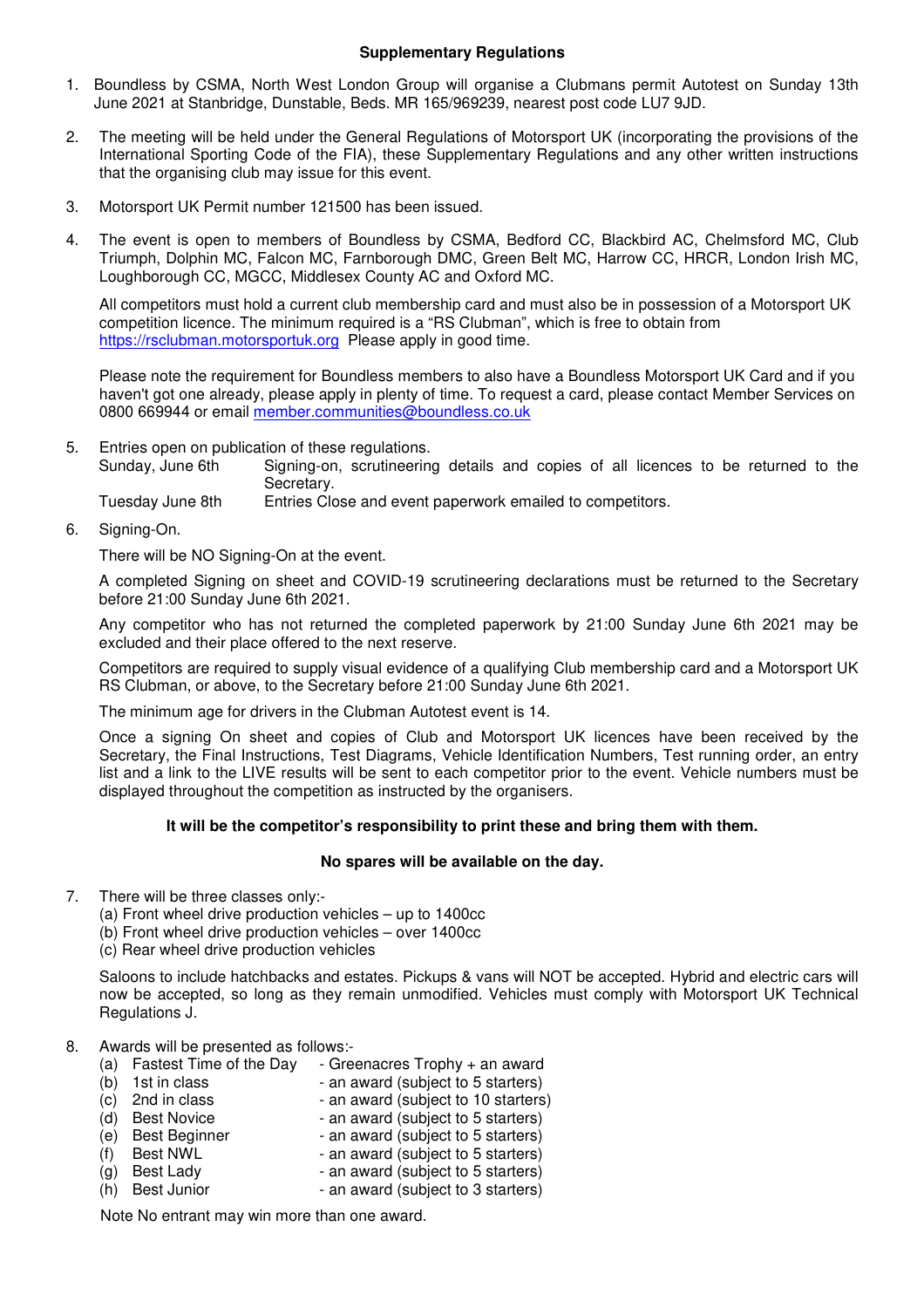## Supplementary Regulations

1. Boundless by CSMA, North West London Group will organise a Clubmans permit Autotest on Sunday 13th June 2021 at Stanbridge, Dunstable, Beds. MR 165/969239, nearest post code LU7 9JD.

2. The meeting will be held under the General Regulations of Motorsport UK (incorporating the provisions of the International Sporting Code of the FIA), these Supplementary Regulations and any other written instructions that the organising club may issue for this event.

3. Motorsport UK Permit number 121500 has been issued.

4. The event is open to members of Boundless by CSMA, Bedford CC, Blackbird AC, Chelmsford MC, Club Triumph, Dolphin MC, Falcon MC, Farnborough DMC, Green Belt MC, Harrow CC, HRCR, London Irish MC, Loughborough CC, MGCC, Middlesex County AC and Oxford MC.

   All competitors must hold a current club membership card and must also be in possession of a Motorsport UK competition licence. The minimum required is a "RS Clubman", which is free to obtain from https://rsclubman.motorsportuk.org Please apply in good time.

   Please note the requirement for Boundless members to also have a Boundless Motorsport UK Card and if you haven't got one already, please apply in plenty of time. To request a card, please contact Member Services on 0800 669944 or email member.communities@boundless.co.uk

5. Entries open on publication of these regulations.

   | | |
   |---|---|
   | Sunday, June 6th | Signing-on, scrutineering details and copies of all licences to be returned to the Secretary. |
   | Tuesday June 8th | Entries Close and event paperwork emailed to competitors. |

6. Signing-On.

   There will be NO Signing-On at the event.

   A completed Signing on sheet and COVID-19 scrutineering declarations must be returned to the Secretary before 21:00 Sunday June 6th 2021.

   Any competitor who has not returned the completed paperwork by 21:00 Sunday June 6th 2021 may be excluded and their place offered to the next reserve.

   Competitors are required to supply visual evidence of a qualifying Club membership card and a Motorsport UK RS Clubman, or above, to the Secretary before 21:00 Sunday June 6th 2021.

   The minimum age for drivers in the Clubman Autotest event is 14.

   Once a signing On sheet and copies of Club and Motorsport UK licences have been received by the Secretary, the Final Instructions, Test Diagrams, Vehicle Identification Numbers, Test running order, an entry list and a link to the LIVE results will be sent to each competitor prior to the event. Vehicle numbers must be displayed throughout the competition as instructed by the organisers.

   **It will be the competitor's responsibility to print these and bring them with them.**

   **No spares will be available on the day.**

7. There will be three classes only:-
   (a) Front wheel drive production vehicles – up to 1400cc
   (b) Front wheel drive production vehicles – over 1400cc
   (c) Rear wheel drive production vehicles

   Saloons to include hatchbacks and estates. Pickups & vans will NOT be accepted. Hybrid and electric cars will now be accepted, so long as they remain unmodified. Vehicles must comply with Motorsport UK Technical Regulations J.

8. Awards will be presented as follows:-

   | | | |
   |---|---|---|
   | (a) | Fastest Time of the Day | - Greenacres Trophy + an award |
   | (b) | 1st in class | - an award (subject to 5 starters) |
   | (c) | 2nd in class | - an award (subject to 10 starters) |
   | (d) | Best Novice | - an award (subject to 5 starters) |
   | (e) | Best Beginner | - an award (subject to 5 starters) |
   | (f) | Best NWL | - an award (subject to 5 starters) |
   | (g) | Best Lady | - an award (subject to 5 starters) |
   | (h) | Best Junior | - an award (subject to 3 starters) |

   Note No entrant may win more than one award.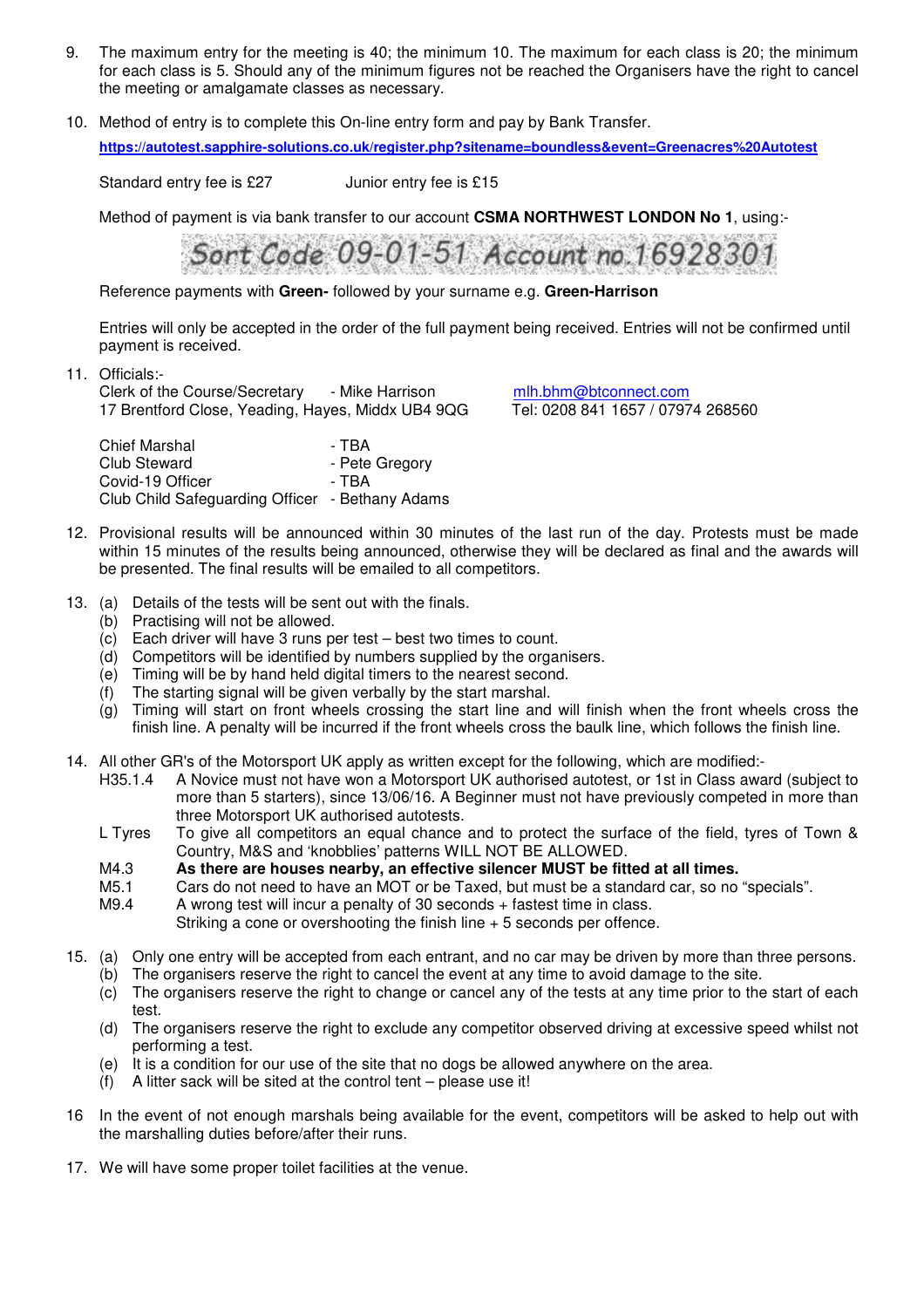9. The maximum entry for the meeting is 40; the minimum 10. The maximum for each class is 20; the minimum for each class is 5. Should any of the minimum figures not be reached the Organisers have the right to cancel the meeting or amalgamate classes as necessary.

10. Method of entry is to complete this On-line entry form and pay by Bank Transfer.

    **https://autotest.sapphire-solutions.co.uk/register.php?sitename=boundless&event=Greenacres%20Autotest**

    Standard entry fee is £27          Junior entry fee is £15

    Method of payment is via bank transfer to our account **CSMA NORTHWEST LONDON No 1**, using:-

    Sort Code 09-01-51 Account no.16928301

    Reference payments with **Green-** followed by your surname e.g. **Green-Harrison**

    Entries will only be accepted in the order of the full payment being received. Entries will not be confirmed until payment is received.

11. Officials:-
    Clerk of the Course/Secretary - Mike Harrison          mlh.bhm@btconnect.com
    17 Brentford Close, Yeading, Hayes, Middx UB4 9QG          Tel: 0208 841 1657 / 07974 268560

    Chief Marshal - TBA
    Club Steward - Pete Gregory
    Covid-19 Officer - TBA
    Club Child Safeguarding Officer - Bethany Adams

12. Provisional results will be announced within 30 minutes of the last run of the day. Protests must be made within 15 minutes of the results being announced, otherwise they will be declared as final and the awards will be presented. The final results will be emailed to all competitors.

13. (a) Details of the tests will be sent out with the finals.
    (b) Practising will not be allowed.
    (c) Each driver will have 3 runs per test – best two times to count.
    (d) Competitors will be identified by numbers supplied by the organisers.
    (e) Timing will be by hand held digital timers to the nearest second.
    (f) The starting signal will be given verbally by the start marshal.
    (g) Timing will start on front wheels crossing the start line and will finish when the front wheels cross the finish line. A penalty will be incurred if the front wheels cross the baulk line, which follows the finish line.

14. All other GR's of the Motorsport UK apply as written except for the following, which are modified:-
    H35.1.4 A Novice must not have won a Motorsport UK authorised autotest, or 1st in Class award (subject to more than 5 starters), since 13/06/16. A Beginner must not have previously competed in more than three Motorsport UK authorised autotests.
    L Tyres To give all competitors an equal chance and to protect the surface of the field, tyres of Town & Country, M&S and 'knobblies' patterns WILL NOT BE ALLOWED.
    M4.3 **As there are houses nearby, an effective silencer MUST be fitted at all times.**
    M5.1 Cars do not need to have an MOT or be Taxed, but must be a standard car, so no "specials".
    M9.4 A wrong test will incur a penalty of 30 seconds + fastest time in class.
    Striking a cone or overshooting the finish line + 5 seconds per offence.

15. (a) Only one entry will be accepted from each entrant, and no car may be driven by more than three persons.
    (b) The organisers reserve the right to cancel the event at any time to avoid damage to the site.
    (c) The organisers reserve the right to change or cancel any of the tests at any time prior to the start of each test.
    (d) The organisers reserve the right to exclude any competitor observed driving at excessive speed whilst not performing a test.
    (e) It is a condition for our use of the site that no dogs be allowed anywhere on the area.
    (f) A litter sack will be sited at the control tent – please use it!

16 In the event of not enough marshals being available for the event, competitors will be asked to help out with the marshalling duties before/after their runs.

17. We will have some proper toilet facilities at the venue.